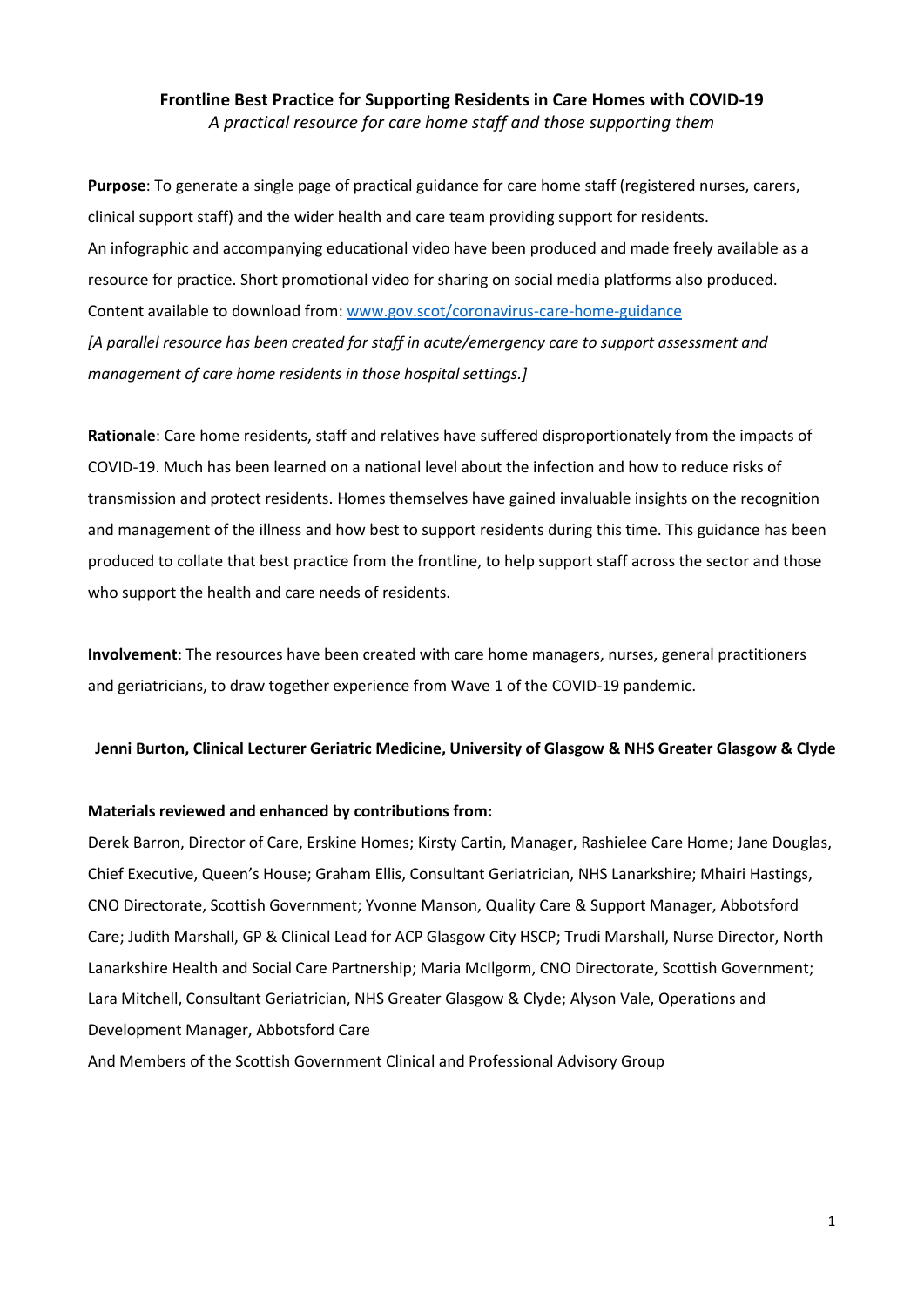# Frontline Best Practice for Supporting Residents in Care Homes with COVID-19

*A practical resource for care home staff and those supporting them*

**Purpose**: To generate a single page of practical guidance for care home staff (registered nurses, carers, clinical support staff) and the wider health and care team providing support for residents.
An infographic and accompanying educational video have been produced and made freely available as a resource for practice. Short promotional video for sharing on social media platforms also produced.
Content available to download from: [www.gov.scot/coronavirus-care-home-guidance](http://www.gov.scot/coronavirus-care-home-guidance)
*[A parallel resource has been created for staff in acute/emergency care to support assessment and management of care home residents in those hospital settings.]*

**Rationale**: Care home residents, staff and relatives have suffered disproportionately from the impacts of COVID-19. Much has been learned on a national level about the infection and how to reduce risks of transmission and protect residents. Homes themselves have gained invaluable insights on the recognition and management of the illness and how best to support residents during this time. This guidance has been produced to collate that best practice from the frontline, to help support staff across the sector and those who support the health and care needs of residents.

**Involvement**: The resources have been created with care home managers, nurses, general practitioners and geriatricians, to draw together experience from Wave 1 of the COVID-19 pandemic.

**Jenni Burton, Clinical Lecturer Geriatric Medicine, University of Glasgow & NHS Greater Glasgow & Clyde**

**Materials reviewed and enhanced by contributions from:**

Derek Barron, Director of Care, Erskine Homes; Kirsty Cartin, Manager, Rashielee Care Home; Jane Douglas, Chief Executive, Queen's House; Graham Ellis, Consultant Geriatrician, NHS Lanarkshire; Mhairi Hastings, CNO Directorate, Scottish Government; Yvonne Manson, Quality Care & Support Manager, Abbotsford Care; Judith Marshall, GP & Clinical Lead for ACP Glasgow City HSCP; Trudi Marshall, Nurse Director, North Lanarkshire Health and Social Care Partnership; Maria McIlgorm, CNO Directorate, Scottish Government; Lara Mitchell, Consultant Geriatrician, NHS Greater Glasgow & Clyde; Alyson Vale, Operations and Development Manager, Abbotsford Care

And Members of the Scottish Government Clinical and Professional Advisory Group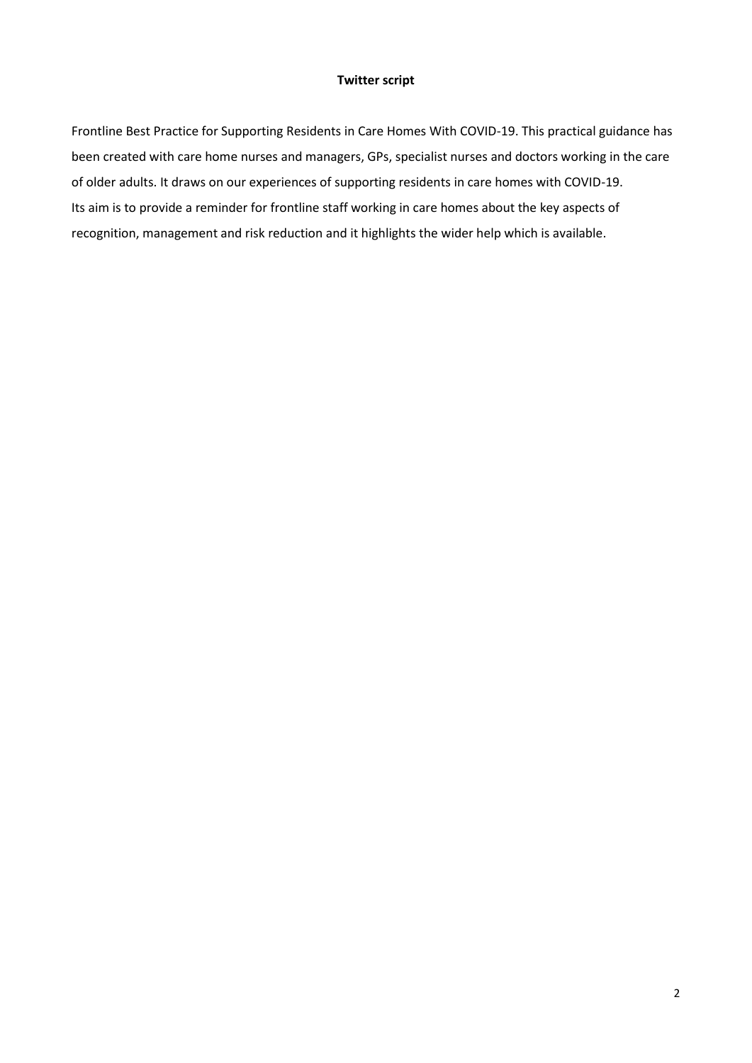**Twitter script**

Frontline Best Practice for Supporting Residents in Care Homes With COVID-19. This practical guidance has been created with care home nurses and managers, GPs, specialist nurses and doctors working in the care of older adults. It draws on our experiences of supporting residents in care homes with COVID-19.
Its aim is to provide a reminder for frontline staff working in care homes about the key aspects of recognition, management and risk reduction and it highlights the wider help which is available.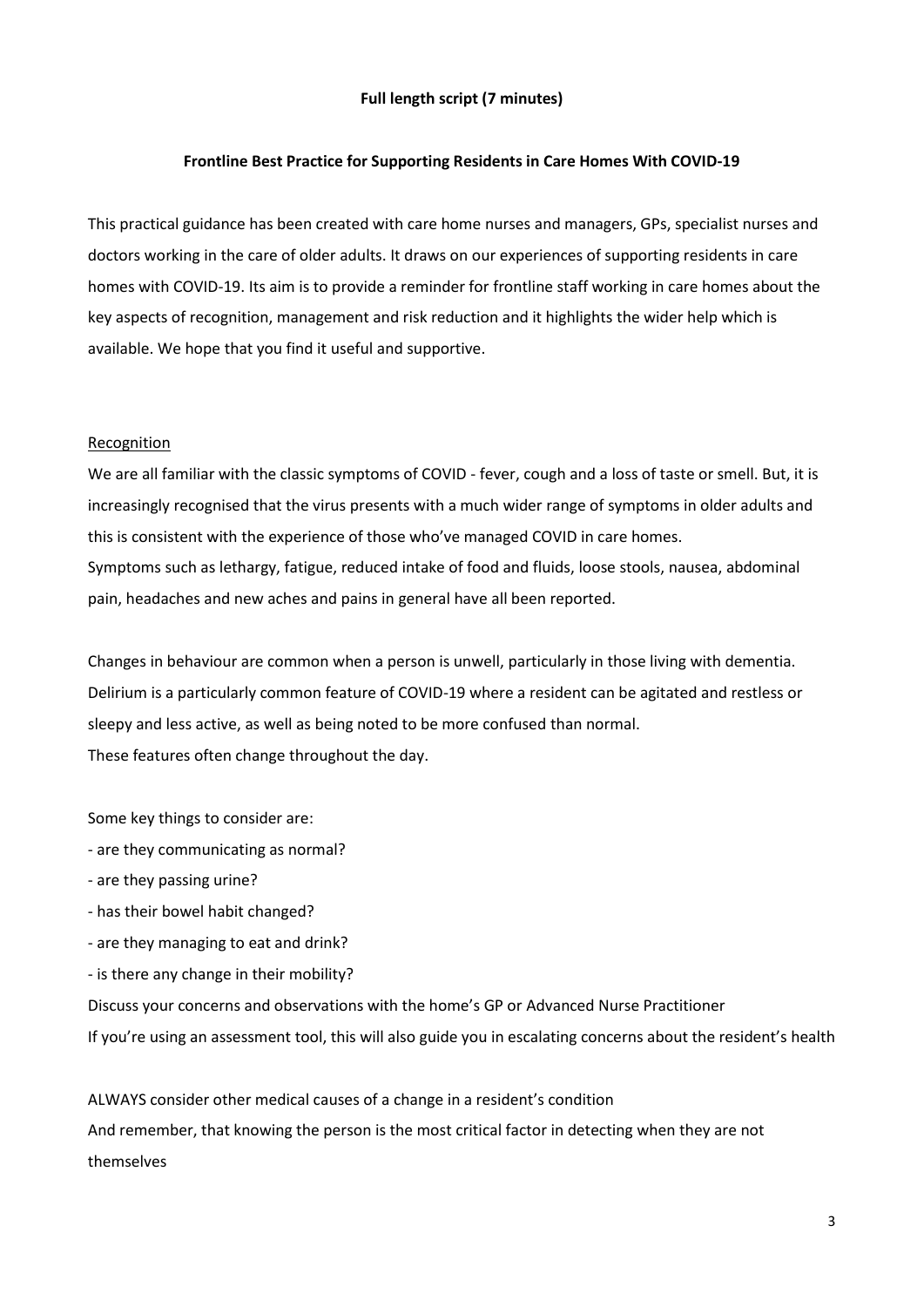**Full length script (7 minutes)**

**Frontline Best Practice for Supporting Residents in Care Homes With COVID-19**

This practical guidance has been created with care home nurses and managers, GPs, specialist nurses and doctors working in the care of older adults. It draws on our experiences of supporting residents in care homes with COVID-19. Its aim is to provide a reminder for frontline staff working in care homes about the key aspects of recognition, management and risk reduction and it highlights the wider help which is available. We hope that you find it useful and supportive.

<u>Recognition</u>

We are all familiar with the classic symptoms of COVID - fever, cough and a loss of taste or smell. But, it is increasingly recognised that the virus presents with a much wider range of symptoms in older adults and this is consistent with the experience of those who've managed COVID in care homes.
Symptoms such as lethargy, fatigue, reduced intake of food and fluids, loose stools, nausea, abdominal pain, headaches and new aches and pains in general have all been reported.

Changes in behaviour are common when a person is unwell, particularly in those living with dementia. Delirium is a particularly common feature of COVID-19 where a resident can be agitated and restless or sleepy and less active, as well as being noted to be more confused than normal.
These features often change throughout the day.

Some key things to consider are:

- are they communicating as normal?
- are they passing urine?
- has their bowel habit changed?
- are they managing to eat and drink?
- is there any change in their mobility?

Discuss your concerns and observations with the home's GP or Advanced Nurse Practitioner
If you're using an assessment tool, this will also guide you in escalating concerns about the resident's health

ALWAYS consider other medical causes of a change in a resident's condition
And remember, that knowing the person is the most critical factor in detecting when they are not themselves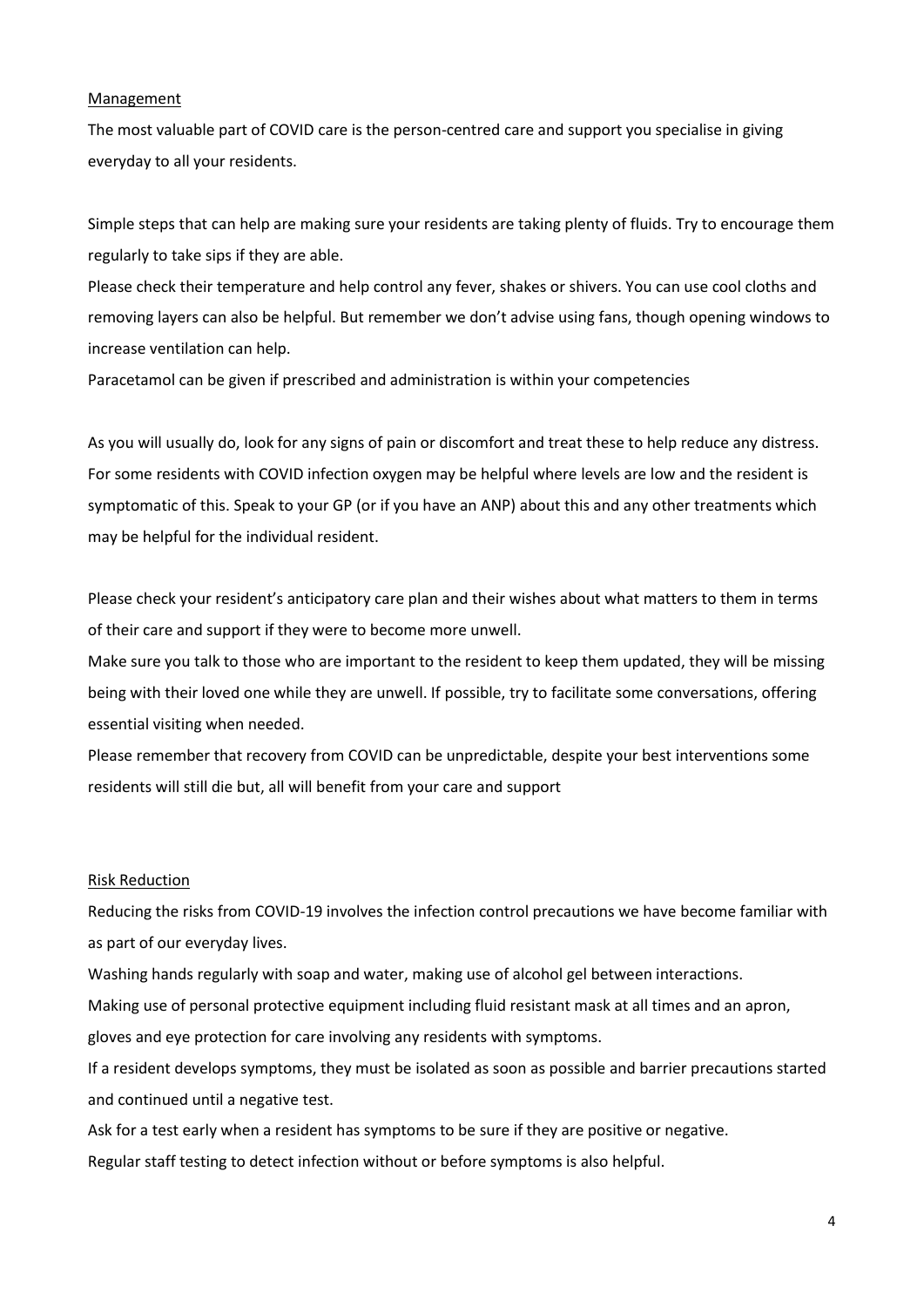## Management

The most valuable part of COVID care is the person-centred care and support you specialise in giving everyday to all your residents.

Simple steps that can help are making sure your residents are taking plenty of fluids. Try to encourage them regularly to take sips if they are able.

Please check their temperature and help control any fever, shakes or shivers. You can use cool cloths and removing layers can also be helpful. But remember we don't advise using fans, though opening windows to increase ventilation can help.

Paracetamol can be given if prescribed and administration is within your competencies

As you will usually do, look for any signs of pain or discomfort and treat these to help reduce any distress. For some residents with COVID infection oxygen may be helpful where levels are low and the resident is symptomatic of this. Speak to your GP (or if you have an ANP) about this and any other treatments which may be helpful for the individual resident.

Please check your resident's anticipatory care plan and their wishes about what matters to them in terms of their care and support if they were to become more unwell.

Make sure you talk to those who are important to the resident to keep them updated, they will be missing being with their loved one while they are unwell. If possible, try to facilitate some conversations, offering essential visiting when needed.

Please remember that recovery from COVID can be unpredictable, despite your best interventions some residents will still die but, all will benefit from your care and support

## Risk Reduction

Reducing the risks from COVID-19 involves the infection control precautions we have become familiar with as part of our everyday lives.

Washing hands regularly with soap and water, making use of alcohol gel between interactions.

Making use of personal protective equipment including fluid resistant mask at all times and an apron, gloves and eye protection for care involving any residents with symptoms.

If a resident develops symptoms, they must be isolated as soon as possible and barrier precautions started and continued until a negative test.

Ask for a test early when a resident has symptoms to be sure if they are positive or negative.

Regular staff testing to detect infection without or before symptoms is also helpful.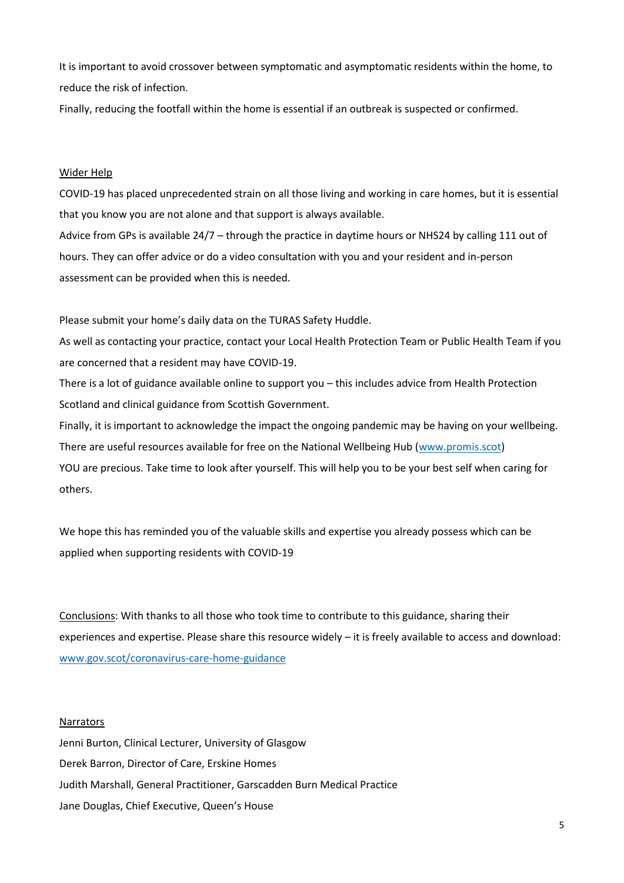It is important to avoid crossover between symptomatic and asymptomatic residents within the home, to reduce the risk of infection.

Finally, reducing the footfall within the home is essential if an outbreak is suspected or confirmed.

## Wider Help

COVID-19 has placed unprecedented strain on all those living and working in care homes, but it is essential that you know you are not alone and that support is always available.

Advice from GPs is available 24/7 – through the practice in daytime hours or NHS24 by calling 111 out of hours. They can offer advice or do a video consultation with you and your resident and in-person assessment can be provided when this is needed.

Please submit your home's daily data on the TURAS Safety Huddle.

As well as contacting your practice, contact your Local Health Protection Team or Public Health Team if you are concerned that a resident may have COVID-19.

There is a lot of guidance available online to support you – this includes advice from Health Protection Scotland and clinical guidance from Scottish Government.

Finally, it is important to acknowledge the impact the ongoing pandemic may be having on your wellbeing. There are useful resources available for free on the National Wellbeing Hub ([www.promis.scot](http://www.promis.scot))

YOU are precious. Take time to look after yourself. This will help you to be your best self when caring for others.

We hope this has reminded you of the valuable skills and expertise you already possess which can be applied when supporting residents with COVID-19

Conclusions: With thanks to all those who took time to contribute to this guidance, sharing their experiences and expertise. Please share this resource widely – it is freely available to access and download: [www.gov.scot/coronavirus-care-home-guidance](http://www.gov.scot/coronavirus-care-home-guidance)

## Narrators

Jenni Burton, Clinical Lecturer, University of Glasgow

Derek Barron, Director of Care, Erskine Homes

Judith Marshall, General Practitioner, Garscadden Burn Medical Practice

Jane Douglas, Chief Executive, Queen's House